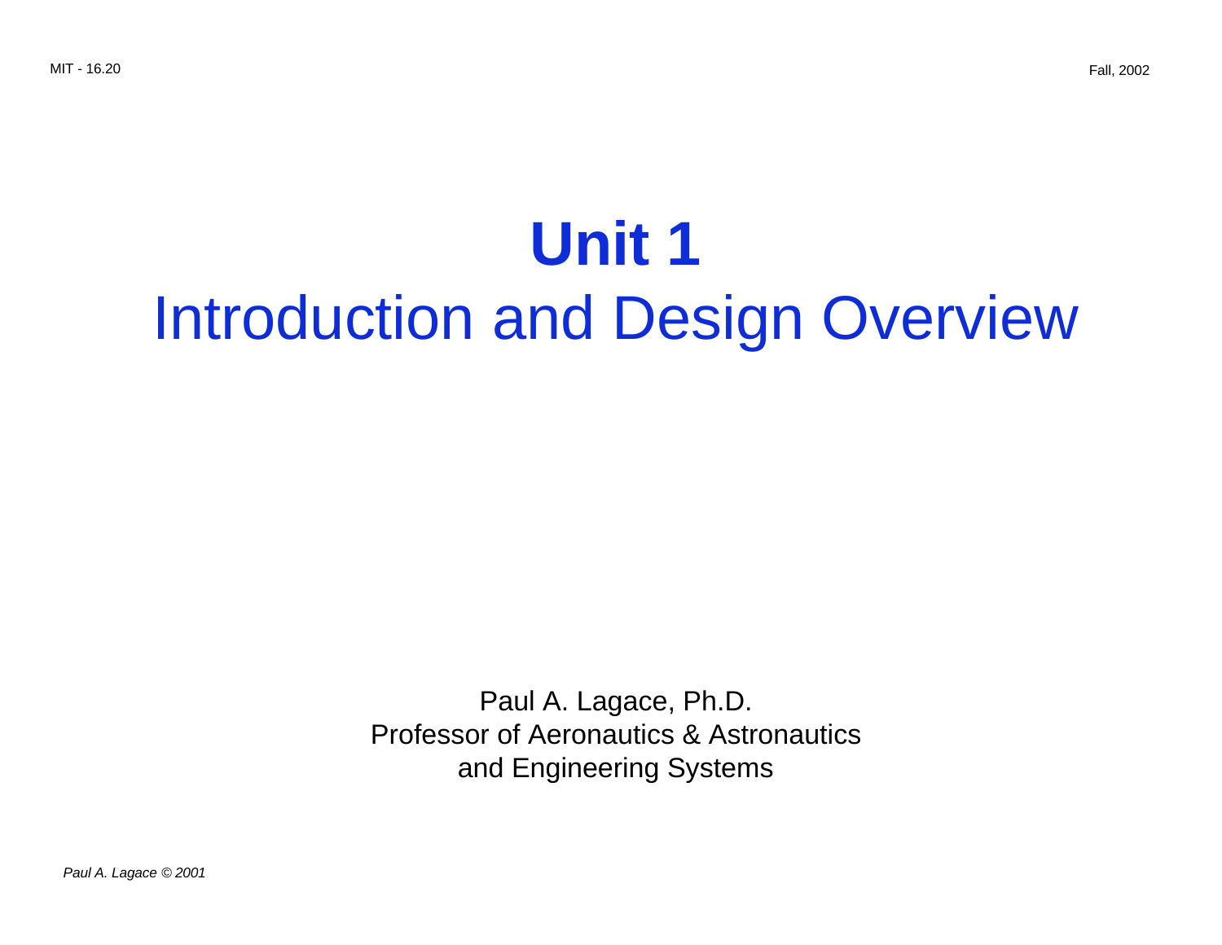# Unit 1
## Introduction and Design Overview

Paul A. Lagace, Ph.D.
Professor of Aeronautics & Astronautics
and Engineering Systems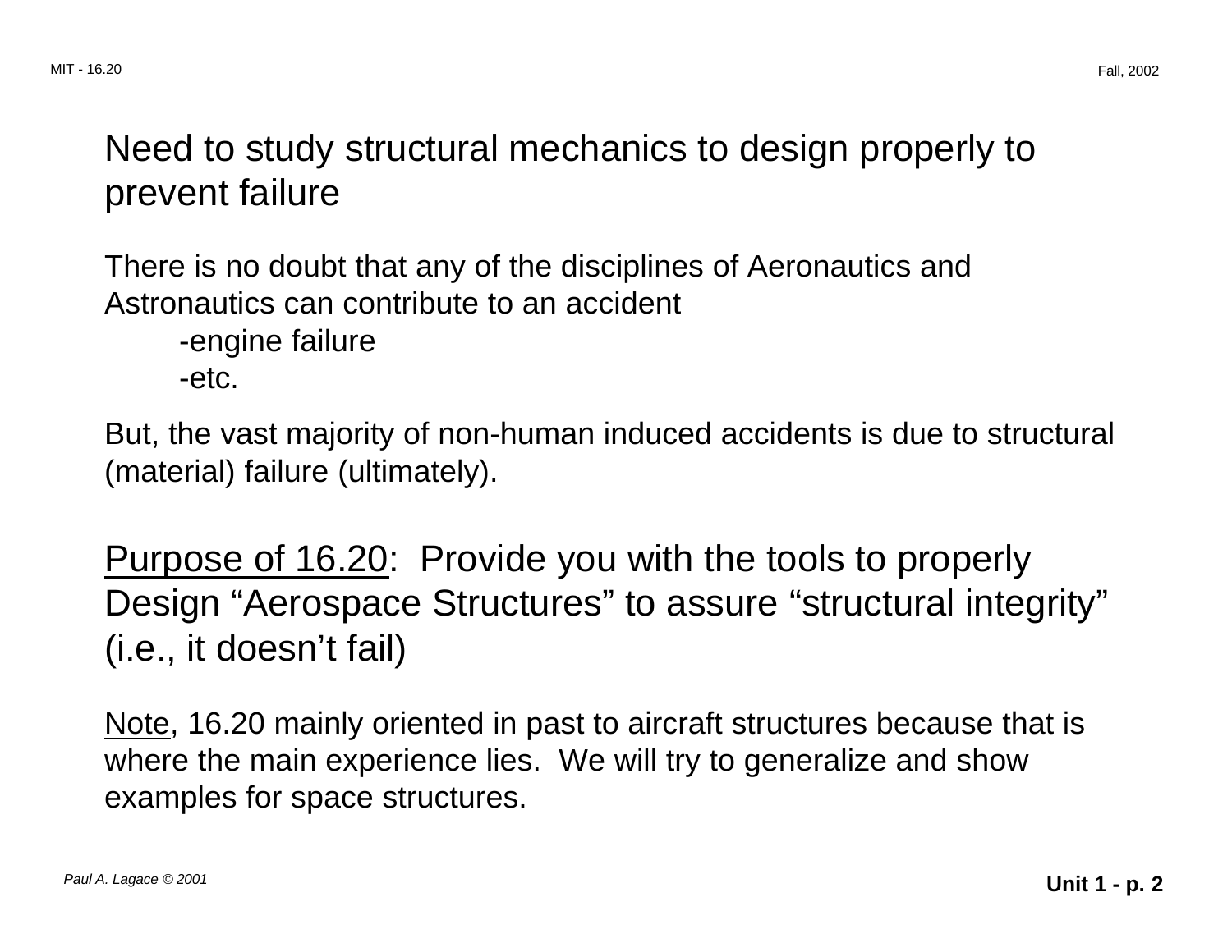Need to study structural mechanics to design properly to prevent failure

There is no doubt that any of the disciplines of Aeronautics and Astronautics can contribute to an accident

- engine failure
- etc.

But, the vast majority of non-human induced accidents is due to structural (material) failure (ultimately).

<u>Purpose of 16.20</u>: Provide you with the tools to properly Design "Aerospace Structures" to assure "structural integrity" (i.e., it doesn't fail)

<u>Note</u>, 16.20 mainly oriented in past to aircraft structures because that is where the main experience lies. We will try to generalize and show examples for space structures.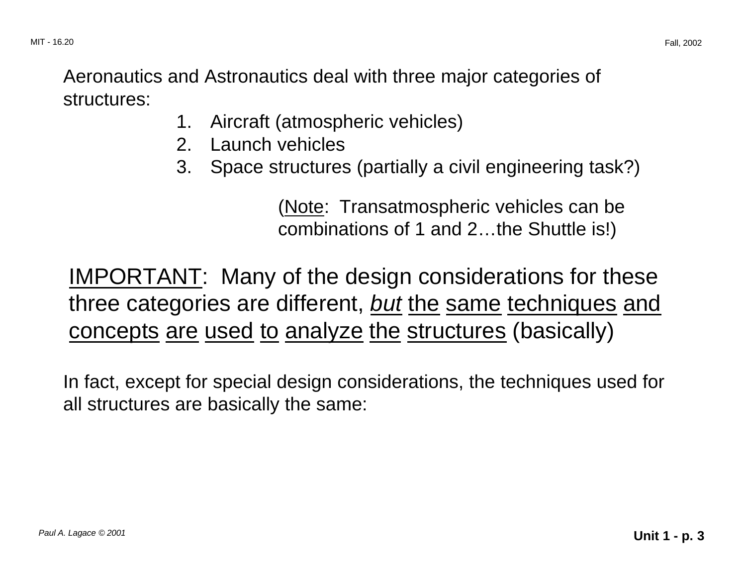Aeronautics and Astronautics deal with three major categories of structures:

1. Aircraft (atmospheric vehicles)
2. Launch vehicles
3. Space structures (partially a civil engineering task?)

(Note: Transatmospheric vehicles can be combinations of 1 and 2…the Shuttle is!)

IMPORTANT: Many of the design considerations for these three categories are different, *but* the same techniques and concepts are used to analyze the structures (basically)

In fact, except for special design considerations, the techniques used for all structures are basically the same: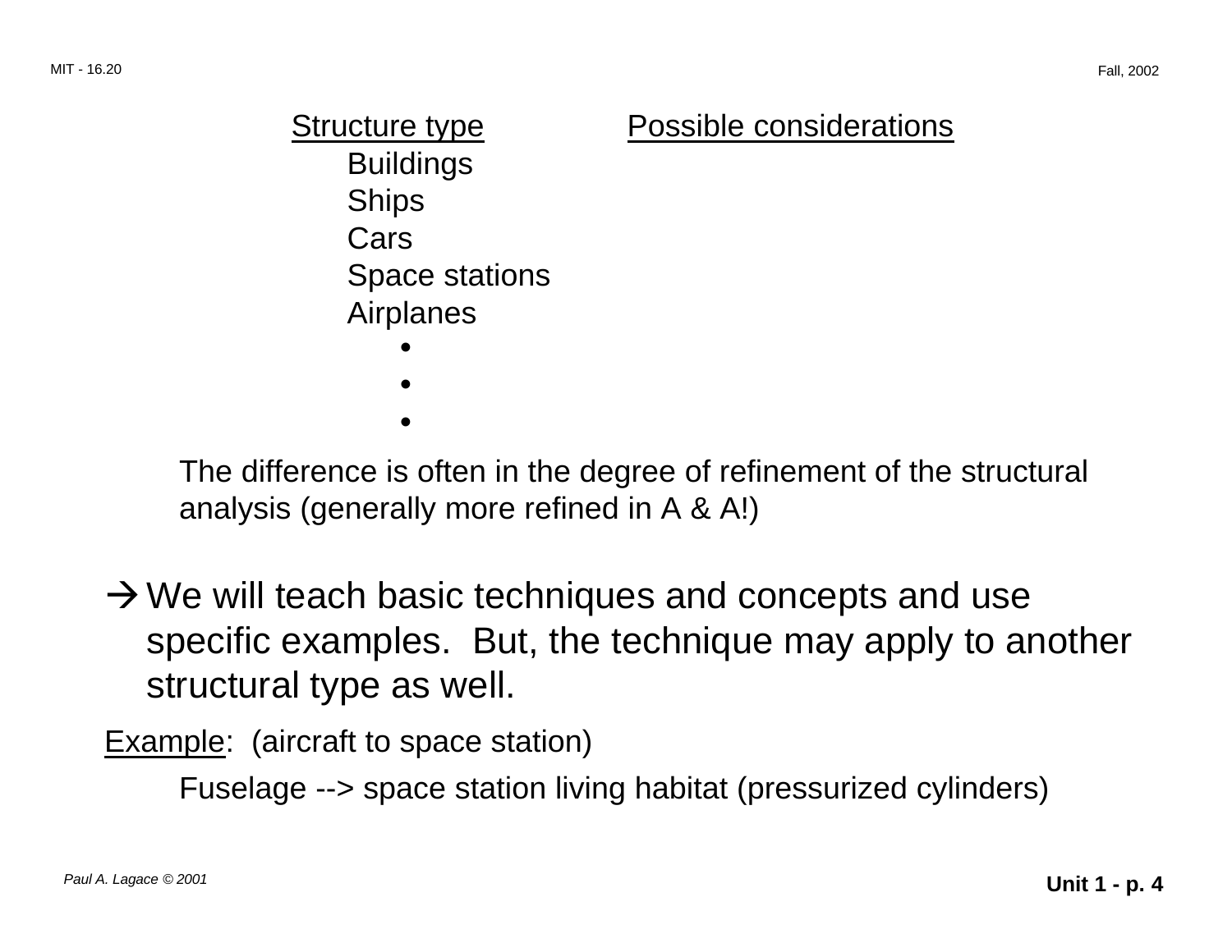| Structure type | Possible considerations |
| --- | --- |
| Buildings | |
| Ships | |
| Cars | |
| Space stations | |
| Airplanes | |
| • | |
| • | |
| • | |

The difference is often in the degree of refinement of the structural analysis (generally more refined in A & A!)

→ We will teach basic techniques and concepts and use specific examples. But, the technique may apply to another structural type as well.

Example: (aircraft to space station)

Fuselage --> space station living habitat (pressurized cylinders)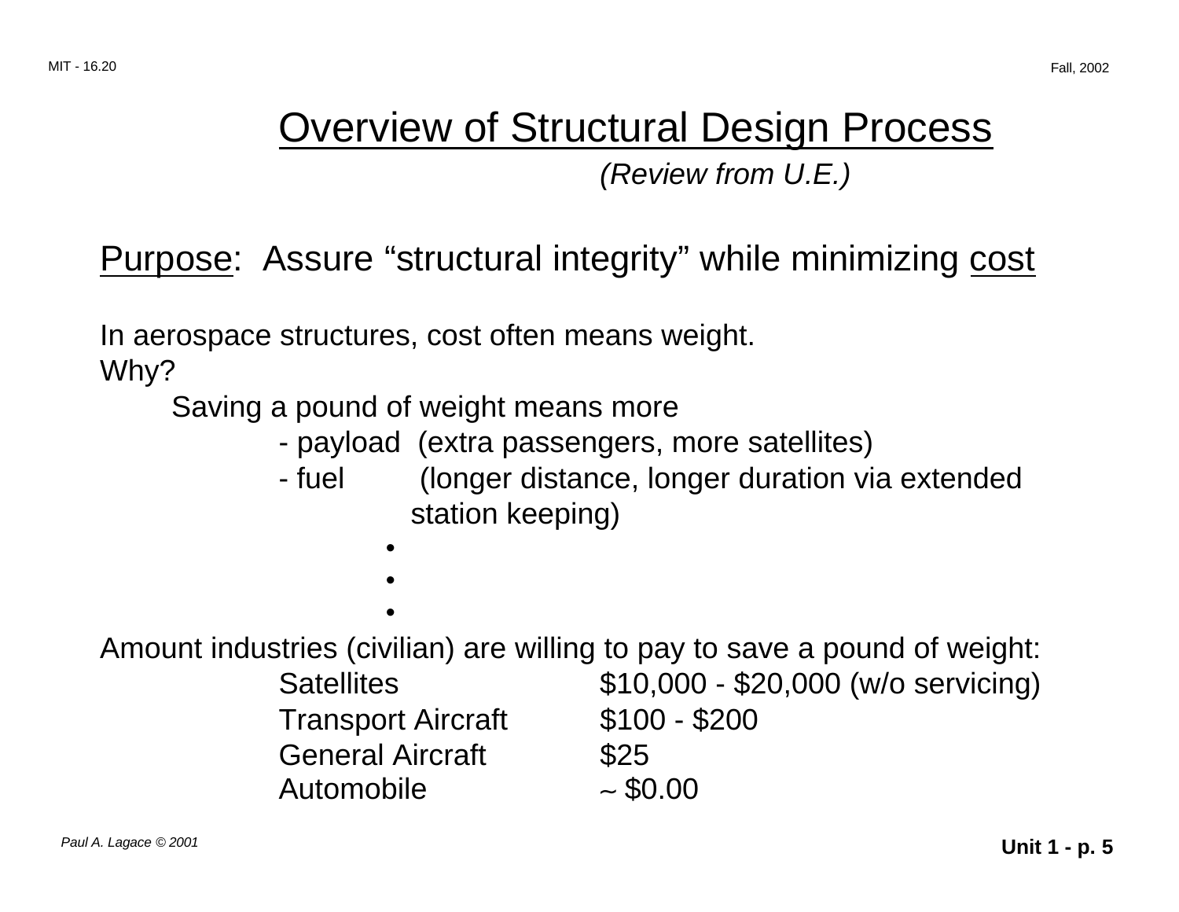# Overview of Structural Design Process

*(Review from U.E.)*

Purpose: Assure "structural integrity" while minimizing cost

In aerospace structures, cost often means weight.
Why?

Saving a pound of weight means more
- payload (extra passengers, more satellites)
- fuel (longer distance, longer duration via extended station keeping)

•
•
•

Amount industries (civilian) are willing to pay to save a pound of weight:

| | |
|---|---|
| Satellites | $10,000 - $20,000 (w/o servicing) |
| Transport Aircraft | $100 - $200 |
| General Aircraft | $25 |
| Automobile | ~ $0.00 |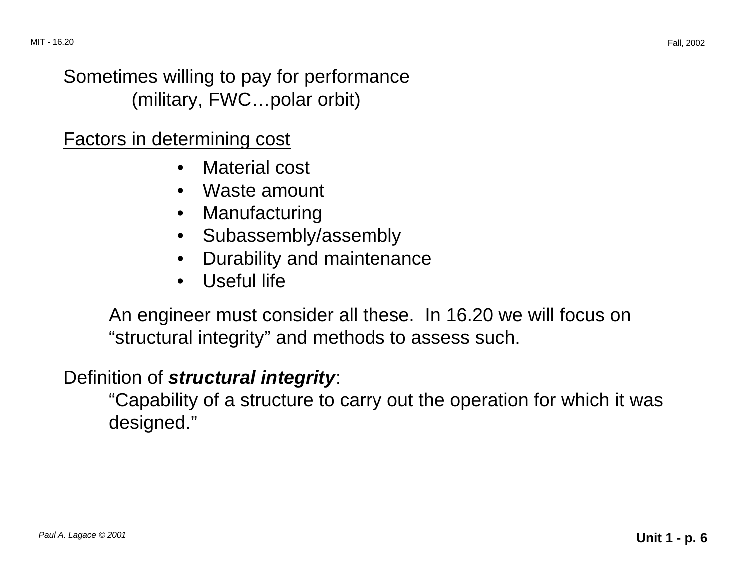Sometimes willing to pay for performance
(military, FWC…polar orbit)

<u>Factors in determining cost</u>

- Material cost
- Waste amount
- Manufacturing
- Subassembly/assembly
- Durability and maintenance
- Useful life

An engineer must consider all these. In 16.20 we will focus on "structural integrity" and methods to assess such.

Definition of ***structural integrity***:

"Capability of a structure to carry out the operation for which it was designed."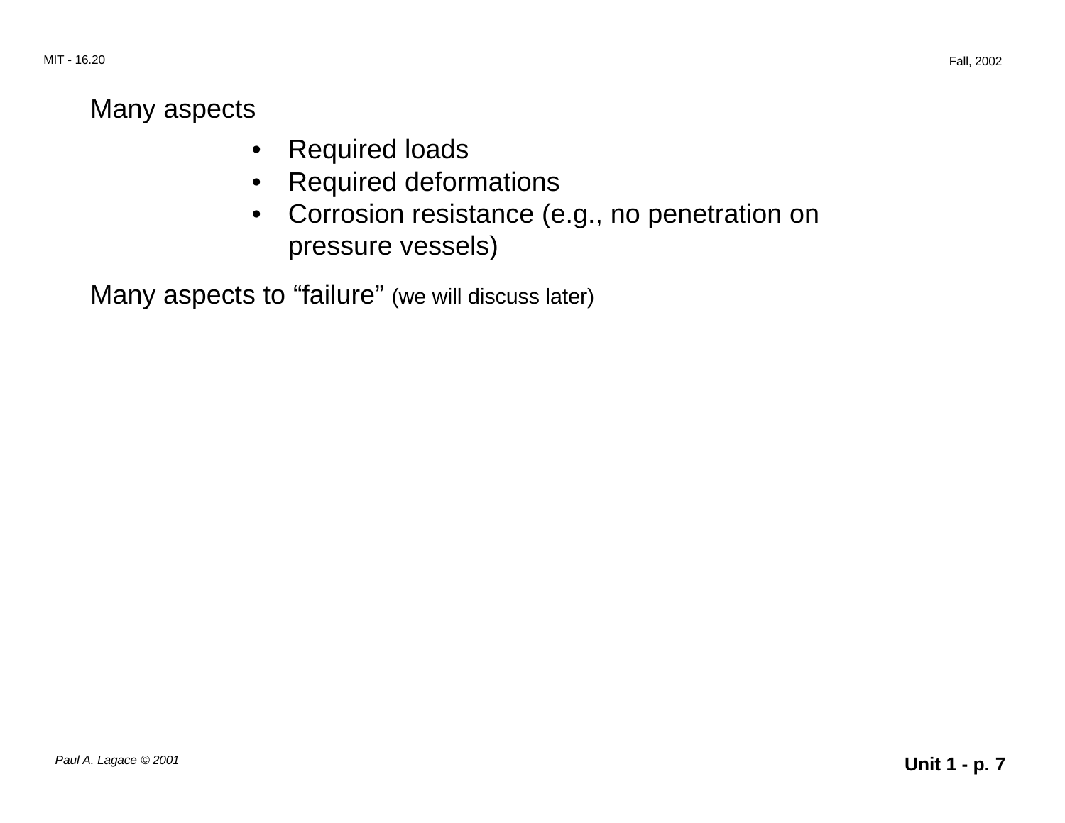Many aspects

- Required loads
- Required deformations
- Corrosion resistance (e.g., no penetration on pressure vessels)

Many aspects to "failure" (we will discuss later)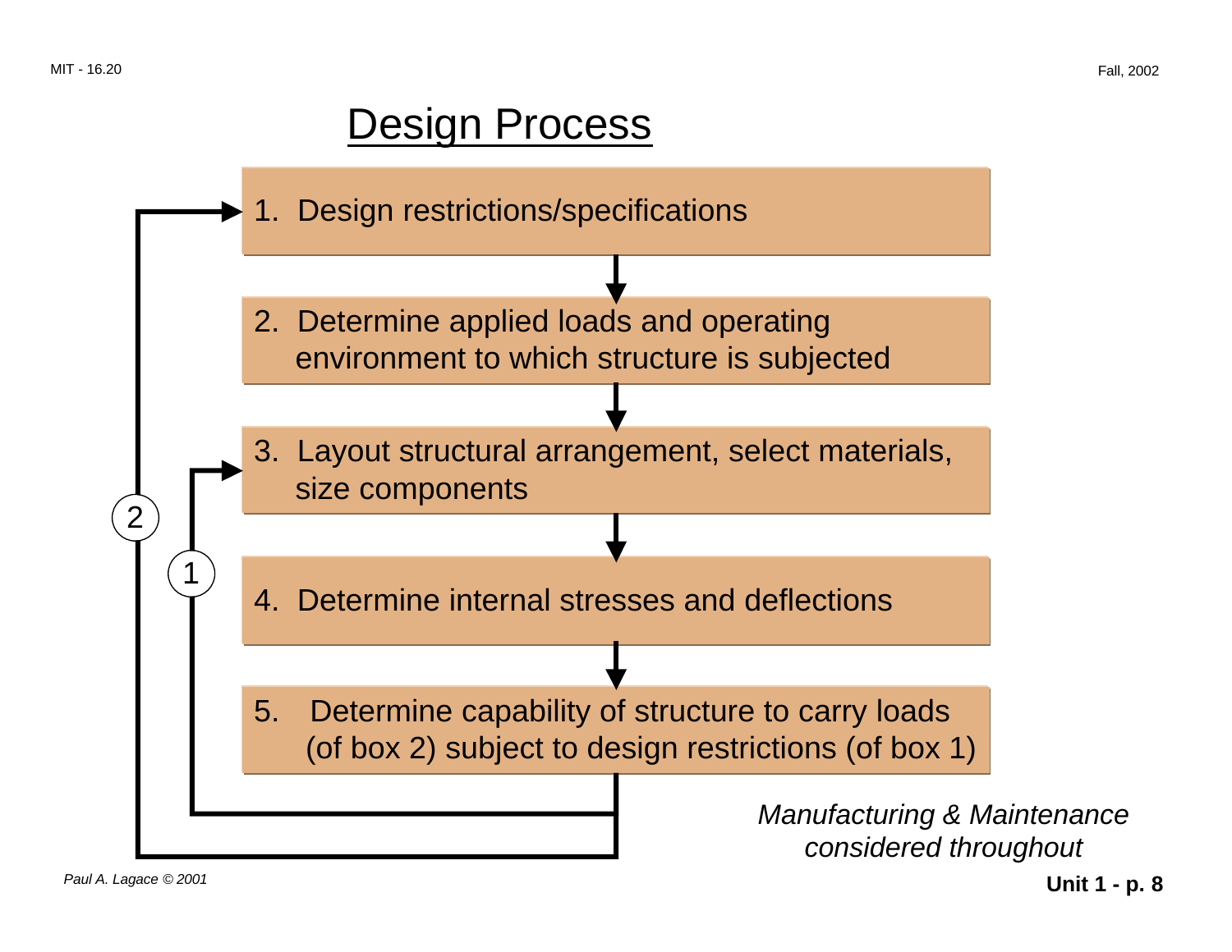# Design Process

1. Design restrictions/specifications
2. Determine applied loads and operating environment to which structure is subjected
3. Layout structural arrangement, select materials, size components
4. Determine internal stresses and deflections
5. Determine capability of structure to carry loads (of box 2) subject to design restrictions (of box 1)

Feedback loops: ① from box 5 back to box 3; ② from box 5 back to box 1

*Manufacturing & Maintenance considered throughout*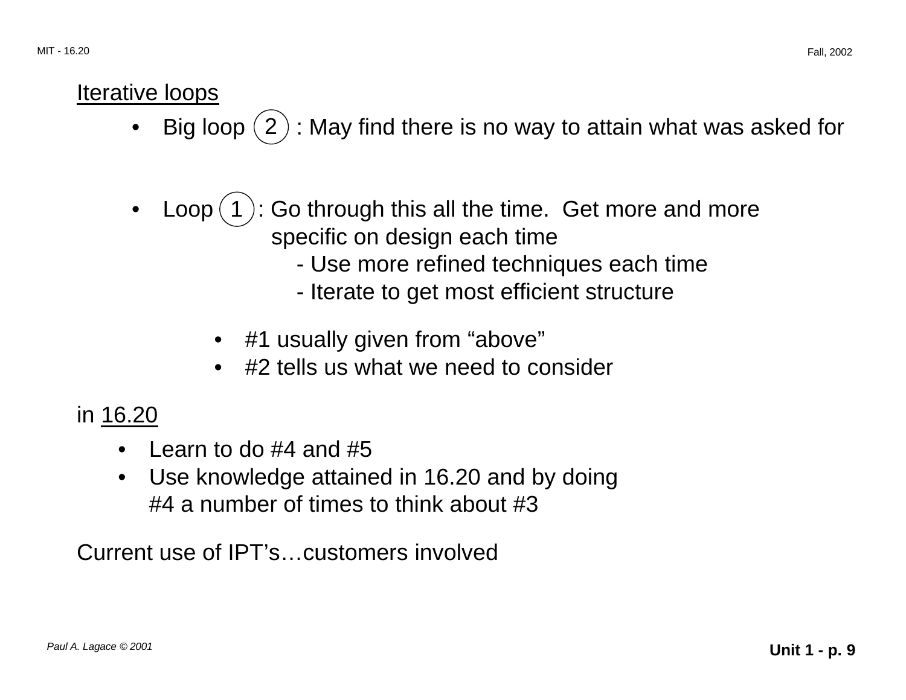Iterative loops

- Big loop (2) : May find there is no way to attain what was asked for

- Loop (1) : Go through this all the time. Get more and more specific on design each time
  - Use more refined techniques each time
  - Iterate to get most efficient structure

  - #1 usually given from "above"
  - #2 tells us what we need to consider

in 16.20

- Learn to do #4 and #5
- Use knowledge attained in 16.20 and by doing #4 a number of times to think about #3

Current use of IPT's…customers involved